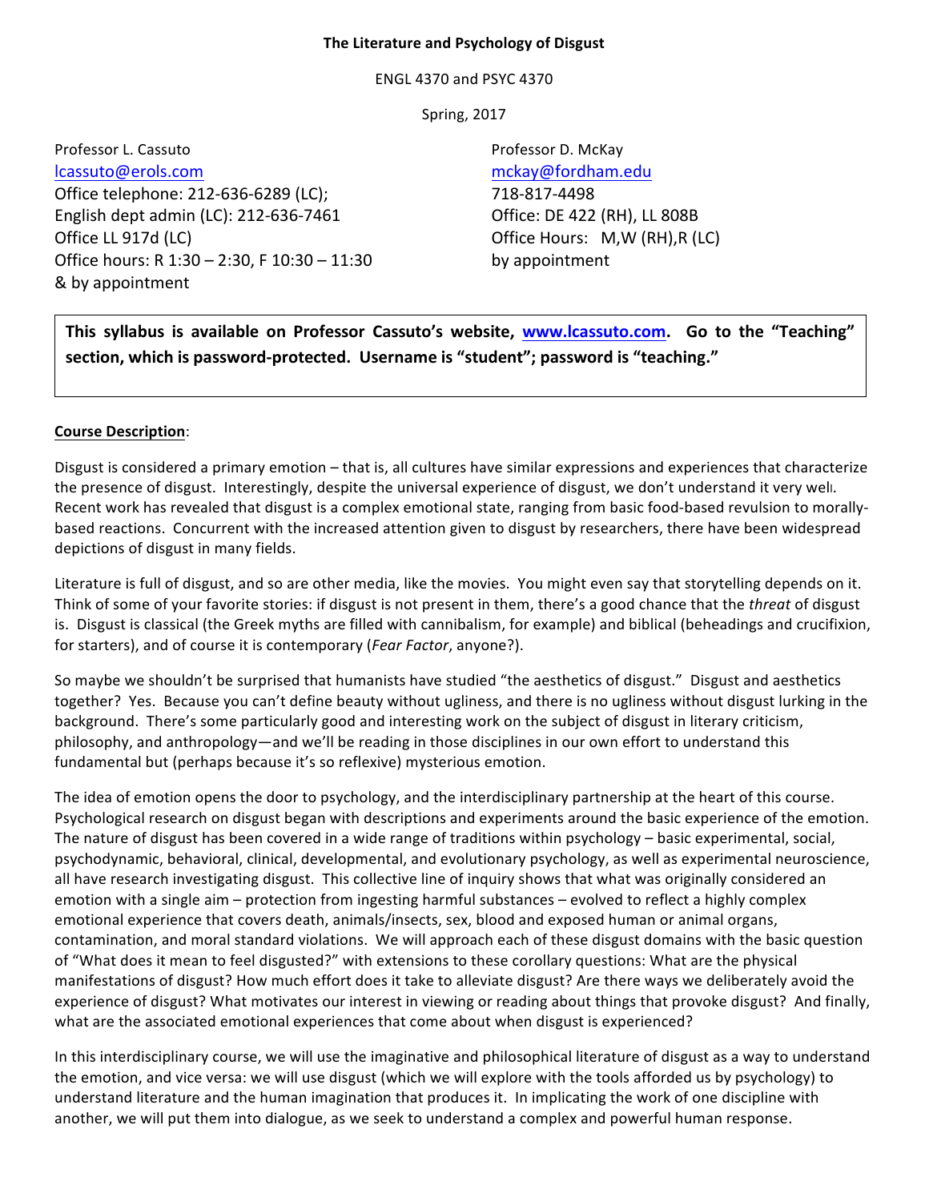**The Literature and Psychology of Disgust**

ENGL 4370 and PSYC 4370

Spring, 2017

Professor L. Cassuto
lcassuto@erols.com
Office telephone: 212-636-6289 (LC);
English dept admin (LC): 212-636-7461
Office LL 917d (LC)
Office hours: R 1:30 – 2:30, F 10:30 – 11:30
& by appointment

Professor D. McKay
mckay@fordham.edu
718-817-4498
Office: DE 422 (RH), LL 808B
Office Hours: M,W (RH),R (LC)
by appointment

**This syllabus is available on Professor Cassuto's website, www.lcassuto.com. Go to the "Teaching" section, which is password-protected. Username is "student"; password is "teaching."**

**Course Description**:

Disgust is considered a primary emotion – that is, all cultures have similar expressions and experiences that characterize the presence of disgust. Interestingly, despite the universal experience of disgust, we don't understand it very well. Recent work has revealed that disgust is a complex emotional state, ranging from basic food-based revulsion to morally-based reactions. Concurrent with the increased attention given to disgust by researchers, there have been widespread depictions of disgust in many fields.

Literature is full of disgust, and so are other media, like the movies. You might even say that storytelling depends on it. Think of some of your favorite stories: if disgust is not present in them, there's a good chance that the *threat* of disgust is. Disgust is classical (the Greek myths are filled with cannibalism, for example) and biblical (beheadings and crucifixion, for starters), and of course it is contemporary (*Fear Factor*, anyone?).

So maybe we shouldn't be surprised that humanists have studied "the aesthetics of disgust." Disgust and aesthetics together? Yes. Because you can't define beauty without ugliness, and there is no ugliness without disgust lurking in the background. There's some particularly good and interesting work on the subject of disgust in literary criticism, philosophy, and anthropology—and we'll be reading in those disciplines in our own effort to understand this fundamental but (perhaps because it's so reflexive) mysterious emotion.

The idea of emotion opens the door to psychology, and the interdisciplinary partnership at the heart of this course. Psychological research on disgust began with descriptions and experiments around the basic experience of the emotion. The nature of disgust has been covered in a wide range of traditions within psychology – basic experimental, social, psychodynamic, behavioral, clinical, developmental, and evolutionary psychology, as well as experimental neuroscience, all have research investigating disgust. This collective line of inquiry shows that what was originally considered an emotion with a single aim – protection from ingesting harmful substances – evolved to reflect a highly complex emotional experience that covers death, animals/insects, sex, blood and exposed human or animal organs, contamination, and moral standard violations. We will approach each of these disgust domains with the basic question of "What does it mean to feel disgusted?" with extensions to these corollary questions: What are the physical manifestations of disgust? How much effort does it take to alleviate disgust? Are there ways we deliberately avoid the experience of disgust? What motivates our interest in viewing or reading about things that provoke disgust? And finally, what are the associated emotional experiences that come about when disgust is experienced?

In this interdisciplinary course, we will use the imaginative and philosophical literature of disgust as a way to understand the emotion, and vice versa: we will use disgust (which we will explore with the tools afforded us by psychology) to understand literature and the human imagination that produces it. In implicating the work of one discipline with another, we will put them into dialogue, as we seek to understand a complex and powerful human response.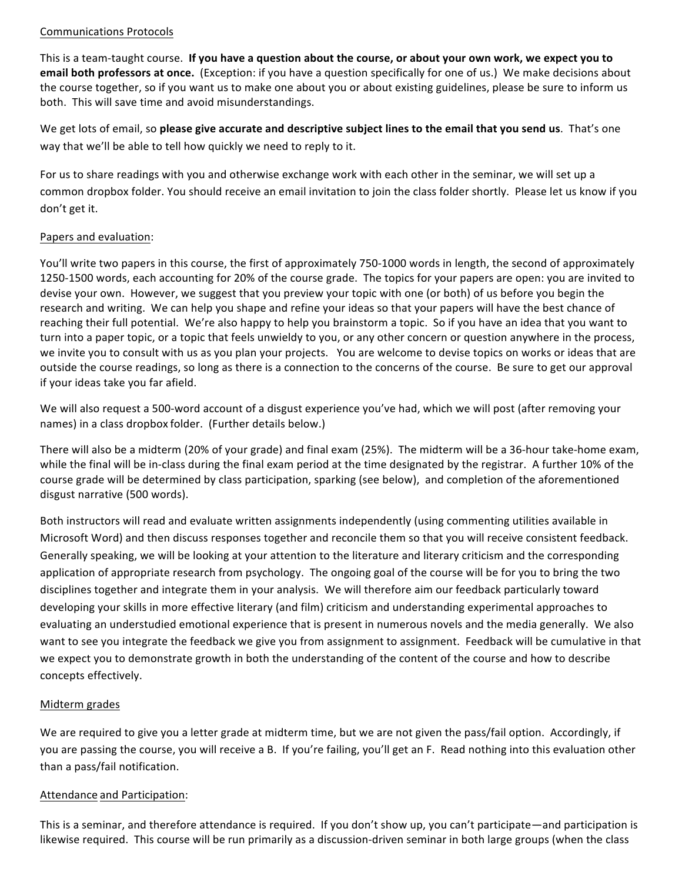Communications Protocols

This is a team-taught course. **If you have a question about the course, or about your own work, we expect you to email both professors at once.** (Exception: if you have a question specifically for one of us.) We make decisions about the course together, so if you want us to make one about you or about existing guidelines, please be sure to inform us both. This will save time and avoid misunderstandings.

We get lots of email, so **please give accurate and descriptive subject lines to the email that you send us**. That's one way that we'll be able to tell how quickly we need to reply to it.

For us to share readings with you and otherwise exchange work with each other in the seminar, we will set up a common dropbox folder. You should receive an email invitation to join the class folder shortly. Please let us know if you don't get it.

Papers and evaluation:

You'll write two papers in this course, the first of approximately 750-1000 words in length, the second of approximately 1250-1500 words, each accounting for 20% of the course grade. The topics for your papers are open: you are invited to devise your own. However, we suggest that you preview your topic with one (or both) of us before you begin the research and writing. We can help you shape and refine your ideas so that your papers will have the best chance of reaching their full potential. We're also happy to help you brainstorm a topic. So if you have an idea that you want to turn into a paper topic, or a topic that feels unwieldy to you, or any other concern or question anywhere in the process, we invite you to consult with us as you plan your projects. You are welcome to devise topics on works or ideas that are outside the course readings, so long as there is a connection to the concerns of the course. Be sure to get our approval if your ideas take you far afield.

We will also request a 500-word account of a disgust experience you've had, which we will post (after removing your names) in a class dropbox folder. (Further details below.)

There will also be a midterm (20% of your grade) and final exam (25%). The midterm will be a 36-hour take-home exam, while the final will be in-class during the final exam period at the time designated by the registrar. A further 10% of the course grade will be determined by class participation, sparking (see below), and completion of the aforementioned disgust narrative (500 words).

Both instructors will read and evaluate written assignments independently (using commenting utilities available in Microsoft Word) and then discuss responses together and reconcile them so that you will receive consistent feedback. Generally speaking, we will be looking at your attention to the literature and literary criticism and the corresponding application of appropriate research from psychology. The ongoing goal of the course will be for you to bring the two disciplines together and integrate them in your analysis. We will therefore aim our feedback particularly toward developing your skills in more effective literary (and film) criticism and understanding experimental approaches to evaluating an understudied emotional experience that is present in numerous novels and the media generally. We also want to see you integrate the feedback we give you from assignment to assignment. Feedback will be cumulative in that we expect you to demonstrate growth in both the understanding of the content of the course and how to describe concepts effectively.

Midterm grades

We are required to give you a letter grade at midterm time, but we are not given the pass/fail option. Accordingly, if you are passing the course, you will receive a B. If you're failing, you'll get an F. Read nothing into this evaluation other than a pass/fail notification.

Attendance and Participation:

This is a seminar, and therefore attendance is required. If you don't show up, you can't participate—and participation is likewise required. This course will be run primarily as a discussion-driven seminar in both large groups (when the class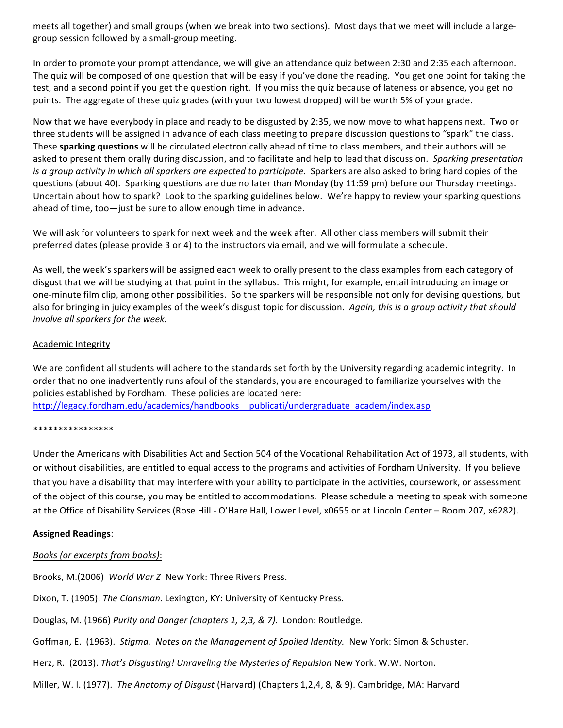meets all together) and small groups (when we break into two sections). Most days that we meet will include a large-group session followed by a small-group meeting.

In order to promote your prompt attendance, we will give an attendance quiz between 2:30 and 2:35 each afternoon. The quiz will be composed of one question that will be easy if you've done the reading. You get one point for taking the test, and a second point if you get the question right. If you miss the quiz because of lateness or absence, you get no points. The aggregate of these quiz grades (with your two lowest dropped) will be worth 5% of your grade.

Now that we have everybody in place and ready to be disgusted by 2:35, we now move to what happens next. Two or three students will be assigned in advance of each class meeting to prepare discussion questions to "spark" the class. These **sparking questions** will be circulated electronically ahead of time to class members, and their authors will be asked to present them orally during discussion, and to facilitate and help to lead that discussion. *Sparking presentation is a group activity in which all sparkers are expected to participate.* Sparkers are also asked to bring hard copies of the questions (about 40). Sparking questions are due no later than Monday (by 11:59 pm) before our Thursday meetings. Uncertain about how to spark? Look to the sparking guidelines below. We're happy to review your sparking questions ahead of time, too—just be sure to allow enough time in advance.

We will ask for volunteers to spark for next week and the week after. All other class members will submit their preferred dates (please provide 3 or 4) to the instructors via email, and we will formulate a schedule.

As well, the week's sparkers will be assigned each week to orally present to the class examples from each category of disgust that we will be studying at that point in the syllabus. This might, for example, entail introducing an image or one-minute film clip, among other possibilities. So the sparkers will be responsible not only for devising questions, but also for bringing in juicy examples of the week's disgust topic for discussion. *Again, this is a group activity that should involve all sparkers for the week.*

<u>Academic Integrity</u>

We are confident all students will adhere to the standards set forth by the University regarding academic integrity. In order that no one inadvertently runs afoul of the standards, you are encouraged to familiarize yourselves with the policies established by Fordham. These policies are located here:
http://legacy.fordham.edu/academics/handbooks__publicati/undergraduate_academ/index.asp

****************

Under the Americans with Disabilities Act and Section 504 of the Vocational Rehabilitation Act of 1973, all students, with or without disabilities, are entitled to equal access to the programs and activities of Fordham University. If you believe that you have a disability that may interfere with your ability to participate in the activities, coursework, or assessment of the object of this course, you may be entitled to accommodations. Please schedule a meeting to speak with someone at the Office of Disability Services (Rose Hill - O'Hare Hall, Lower Level, x0655 or at Lincoln Center – Room 207, x6282).

**Assigned Readings**:

*Books (or excerpts from books)*:

Brooks, M.(2006) *World War Z* New York: Three Rivers Press.

Dixon, T. (1905). *The Clansman*. Lexington, KY: University of Kentucky Press.

Douglas, M. (1966) *Purity and Danger (chapters 1, 2,3, & 7).* London: Routledge.

Goffman, E. (1963). *Stigma. Notes on the Management of Spoiled Identity.* New York: Simon & Schuster.

Herz, R. (2013). *That's Disgusting! Unraveling the Mysteries of Repulsion* New York: W.W. Norton.

Miller, W. I. (1977). *The Anatomy of Disgust* (Harvard) (Chapters 1,2,4, 8, & 9). Cambridge, MA: Harvard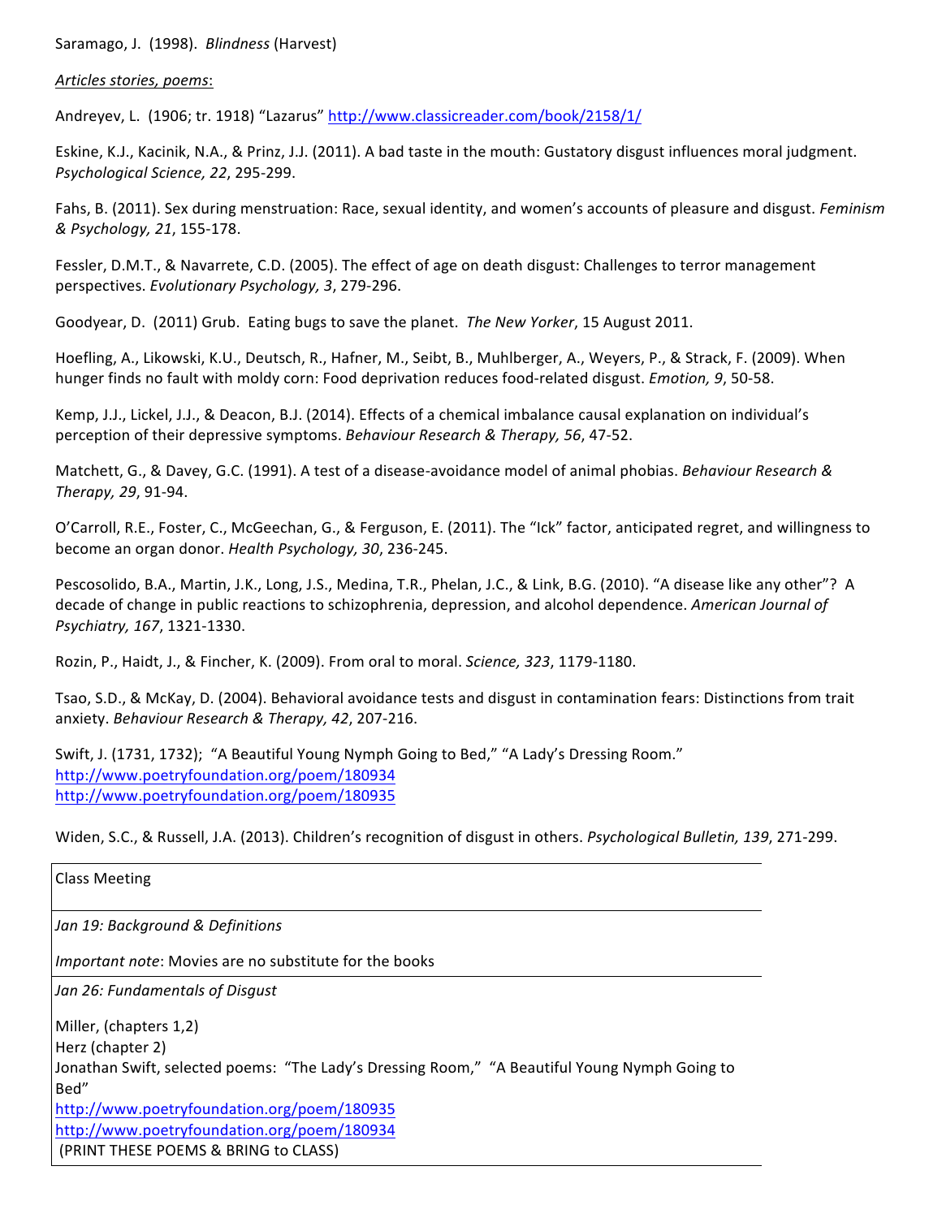Saramago, J. (1998). *Blindness* (Harvest)

*Articles stories, poems*:

Andreyev, L. (1906; tr. 1918) "Lazarus" http://www.classicreader.com/book/2158/1/

Eskine, K.J., Kacinik, N.A., & Prinz, J.J. (2011). A bad taste in the mouth: Gustatory disgust influences moral judgment. *Psychological Science, 22*, 295-299.

Fahs, B. (2011). Sex during menstruation: Race, sexual identity, and women's accounts of pleasure and disgust. *Feminism & Psychology, 21*, 155-178.

Fessler, D.M.T., & Navarrete, C.D. (2005). The effect of age on death disgust: Challenges to terror management perspectives. *Evolutionary Psychology, 3*, 279-296.

Goodyear, D. (2011) Grub. Eating bugs to save the planet. *The New Yorker*, 15 August 2011.

Hoefling, A., Likowski, K.U., Deutsch, R., Hafner, M., Seibt, B., Muhlberger, A., Weyers, P., & Strack, F. (2009). When hunger finds no fault with moldy corn: Food deprivation reduces food-related disgust. *Emotion, 9*, 50-58.

Kemp, J.J., Lickel, J.J., & Deacon, B.J. (2014). Effects of a chemical imbalance causal explanation on individual's perception of their depressive symptoms. *Behaviour Research & Therapy, 56*, 47-52.

Matchett, G., & Davey, G.C. (1991). A test of a disease-avoidance model of animal phobias. *Behaviour Research & Therapy, 29*, 91-94.

O'Carroll, R.E., Foster, C., McGeechan, G., & Ferguson, E. (2011). The "Ick" factor, anticipated regret, and willingness to become an organ donor. *Health Psychology, 30*, 236-245.

Pescosolido, B.A., Martin, J.K., Long, J.S., Medina, T.R., Phelan, J.C., & Link, B.G. (2010). "A disease like any other"? A decade of change in public reactions to schizophrenia, depression, and alcohol dependence. *American Journal of Psychiatry, 167*, 1321-1330.

Rozin, P., Haidt, J., & Fincher, K. (2009). From oral to moral. *Science, 323*, 1179-1180.

Tsao, S.D., & McKay, D. (2004). Behavioral avoidance tests and disgust in contamination fears: Distinctions from trait anxiety. *Behaviour Research & Therapy, 42*, 207-216.

Swift, J. (1731, 1732); "A Beautiful Young Nymph Going to Bed," "A Lady's Dressing Room."
http://www.poetryfoundation.org/poem/180934
http://www.poetryfoundation.org/poem/180935

Widen, S.C., & Russell, J.A. (2013). Children's recognition of disgust in others. *Psychological Bulletin, 139*, 271-299.

| Class Meeting |
|---|
| *Jan 19: Background & Definitions*<br><br>*Important note*: Movies are no substitute for the books |
| *Jan 26: Fundamentals of Disgust*<br><br>Miller, (chapters 1,2)<br>Herz (chapter 2)<br>Jonathan Swift, selected poems: "The Lady's Dressing Room," "A Beautiful Young Nymph Going to Bed"<br>http://www.poetryfoundation.org/poem/180935<br>http://www.poetryfoundation.org/poem/180934<br>(PRINT THESE POEMS & BRING to CLASS) |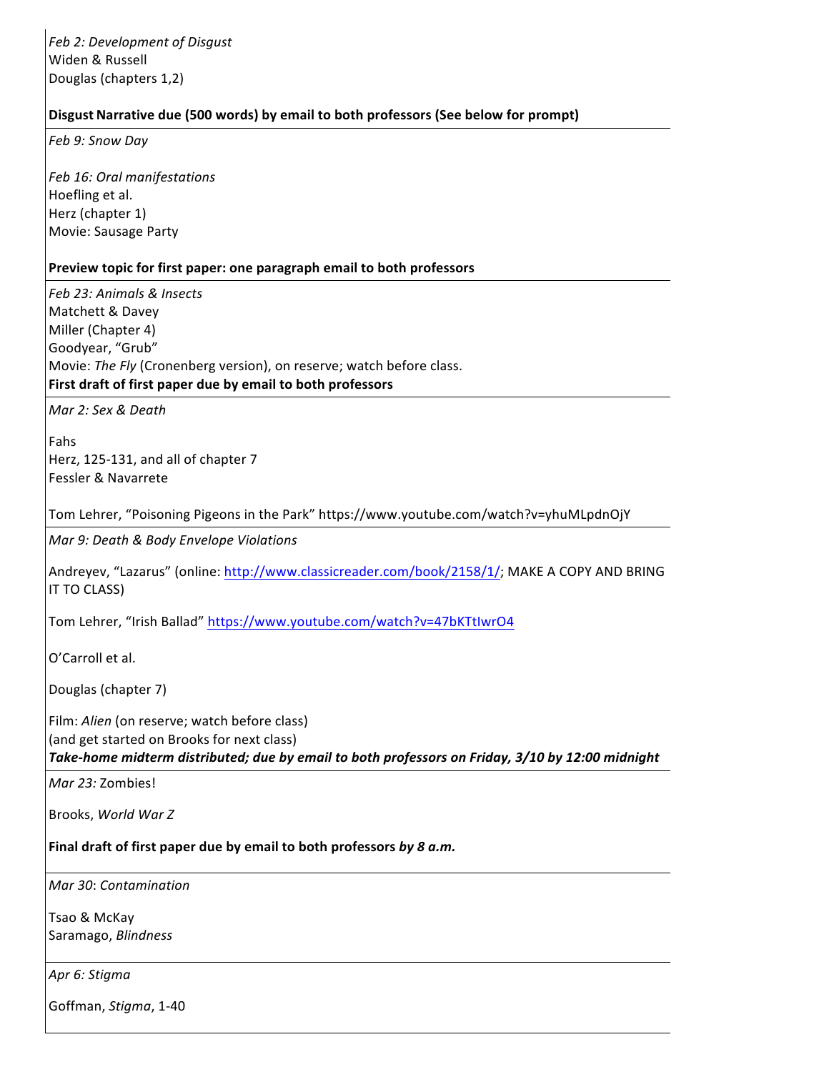*Feb 2: Development of Disgust*
Widen & Russell
Douglas (chapters 1,2)

**Disgust Narrative due (500 words) by email to both professors (See below for prompt)**

---

*Feb 9: Snow Day*

*Feb 16: Oral manifestations*
Hoefling et al.
Herz (chapter 1)
Movie: Sausage Party

**Preview topic for first paper: one paragraph email to both professors**

---

*Feb 23: Animals & Insects*
Matchett & Davey
Miller (Chapter 4)
Goodyear, "Grub"
Movie: *The Fly* (Cronenberg version), on reserve; watch before class.
**First draft of first paper due by email to both professors**

---

*Mar 2: Sex & Death*

Fahs
Herz, 125-131, and all of chapter 7
Fessler & Navarrete

Tom Lehrer, "Poisoning Pigeons in the Park" https://www.youtube.com/watch?v=yhuMLpdnOjY

---

*Mar 9: Death & Body Envelope Violations*

Andreyev, "Lazarus" (online: http://www.classicreader.com/book/2158/1/; MAKE A COPY AND BRING IT TO CLASS)

Tom Lehrer, "Irish Ballad" https://www.youtube.com/watch?v=47bKTtIwrO4

O'Carroll et al.

Douglas (chapter 7)

Film: *Alien* (on reserve; watch before class)
(and get started on Brooks for next class)
***Take-home midterm distributed; due by email to both professors on Friday, 3/10 by 12:00 midnight***

---

*Mar 23:* Zombies!

Brooks, *World War Z*

**Final draft of first paper due by email to both professors *by 8 a.m.***

---

*Mar 30*: *Contamination*

Tsao & McKay
Saramago, *Blindness*

---

*Apr 6: Stigma*

Goffman, *Stigma*, 1-40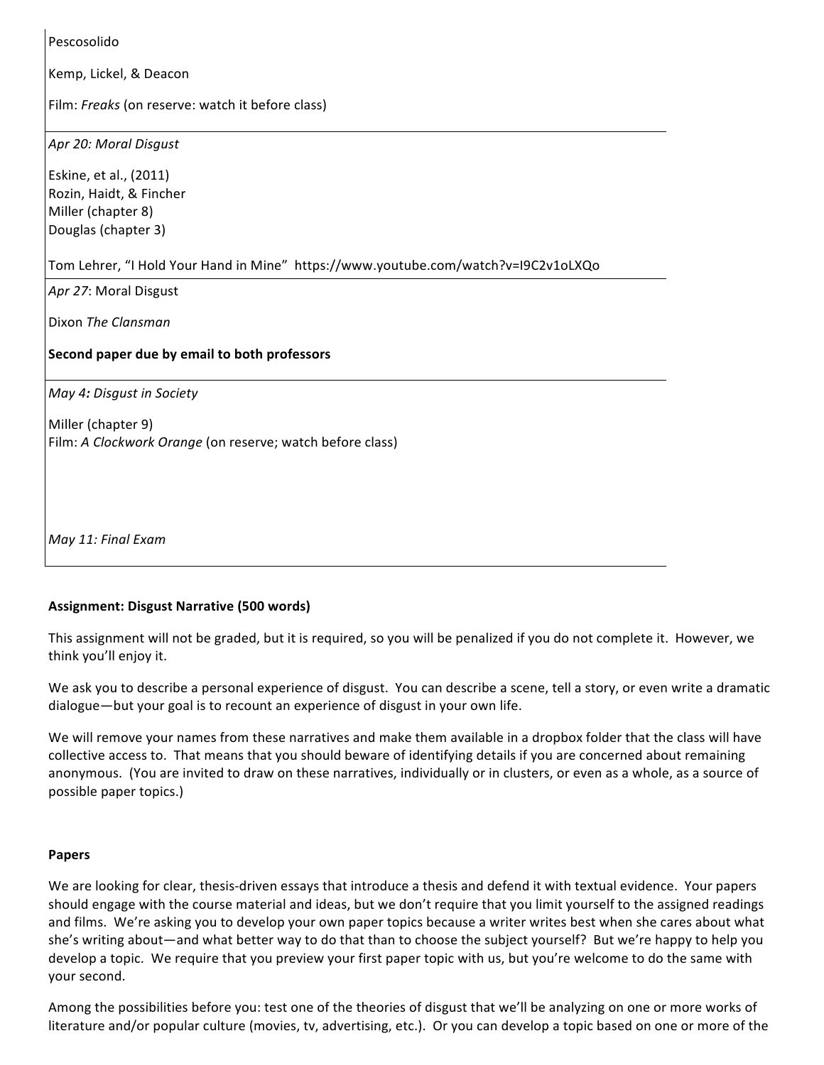Pescosolido

Kemp, Lickel, & Deacon

Film: *Freaks* (on reserve: watch it before class)

---

*Apr 20: Moral Disgust*

Eskine, et al., (2011)
Rozin, Haidt, & Fincher
Miller (chapter 8)
Douglas (chapter 3)

Tom Lehrer, "I Hold Your Hand in Mine" https://www.youtube.com/watch?v=I9C2v1oLXQo

---

*Apr 27*: Moral Disgust

Dixon *The Clansman*

**Second paper due by email to both professors**

---

*May 4: Disgust in Society*

Miller (chapter 9)
Film: *A Clockwork Orange* (on reserve; watch before class)

*May 11: Final Exam*

---

**Assignment: Disgust Narrative (500 words)**

This assignment will not be graded, but it is required, so you will be penalized if you do not complete it. However, we think you'll enjoy it.

We ask you to describe a personal experience of disgust. You can describe a scene, tell a story, or even write a dramatic dialogue—but your goal is to recount an experience of disgust in your own life.

We will remove your names from these narratives and make them available in a dropbox folder that the class will have collective access to. That means that you should beware of identifying details if you are concerned about remaining anonymous. (You are invited to draw on these narratives, individually or in clusters, or even as a whole, as a source of possible paper topics.)

**Papers**

We are looking for clear, thesis-driven essays that introduce a thesis and defend it with textual evidence. Your papers should engage with the course material and ideas, but we don't require that you limit yourself to the assigned readings and films. We're asking you to develop your own paper topics because a writer writes best when she cares about what she's writing about—and what better way to do that than to choose the subject yourself? But we're happy to help you develop a topic. We require that you preview your first paper topic with us, but you're welcome to do the same with your second.

Among the possibilities before you: test one of the theories of disgust that we'll be analyzing on one or more works of literature and/or popular culture (movies, tv, advertising, etc.). Or you can develop a topic based on one or more of the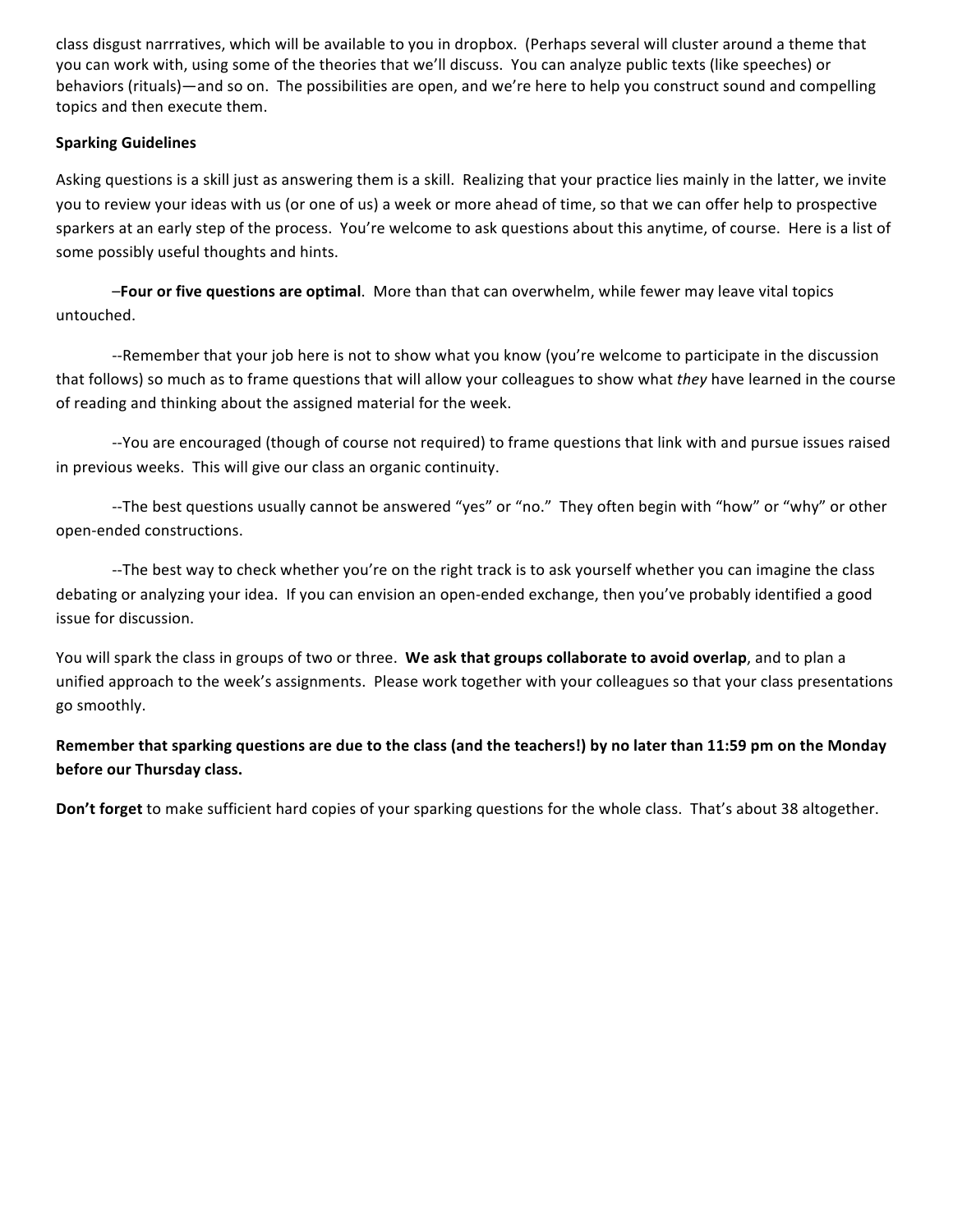class disgust narrratives, which will be available to you in dropbox. (Perhaps several will cluster around a theme that you can work with, using some of the theories that we'll discuss. You can analyze public texts (like speeches) or behaviors (rituals)—and so on. The possibilities are open, and we're here to help you construct sound and compelling topics and then execute them.

**Sparking Guidelines**

Asking questions is a skill just as answering them is a skill. Realizing that your practice lies mainly in the latter, we invite you to review your ideas with us (or one of us) a week or more ahead of time, so that we can offer help to prospective sparkers at an early step of the process. You're welcome to ask questions about this anytime, of course. Here is a list of some possibly useful thoughts and hints.

–**Four or five questions are optimal**. More than that can overwhelm, while fewer may leave vital topics untouched.

--Remember that your job here is not to show what you know (you're welcome to participate in the discussion that follows) so much as to frame questions that will allow your colleagues to show what *they* have learned in the course of reading and thinking about the assigned material for the week.

--You are encouraged (though of course not required) to frame questions that link with and pursue issues raised in previous weeks. This will give our class an organic continuity.

--The best questions usually cannot be answered "yes" or "no." They often begin with "how" or "why" or other open-ended constructions.

--The best way to check whether you're on the right track is to ask yourself whether you can imagine the class debating or analyzing your idea. If you can envision an open-ended exchange, then you've probably identified a good issue for discussion.

You will spark the class in groups of two or three. **We ask that groups collaborate to avoid overlap**, and to plan a unified approach to the week's assignments. Please work together with your colleagues so that your class presentations go smoothly.

**Remember that sparking questions are due to the class (and the teachers!) by no later than 11:59 pm on the Monday before our Thursday class.**

**Don't forget** to make sufficient hard copies of your sparking questions for the whole class. That's about 38 altogether.